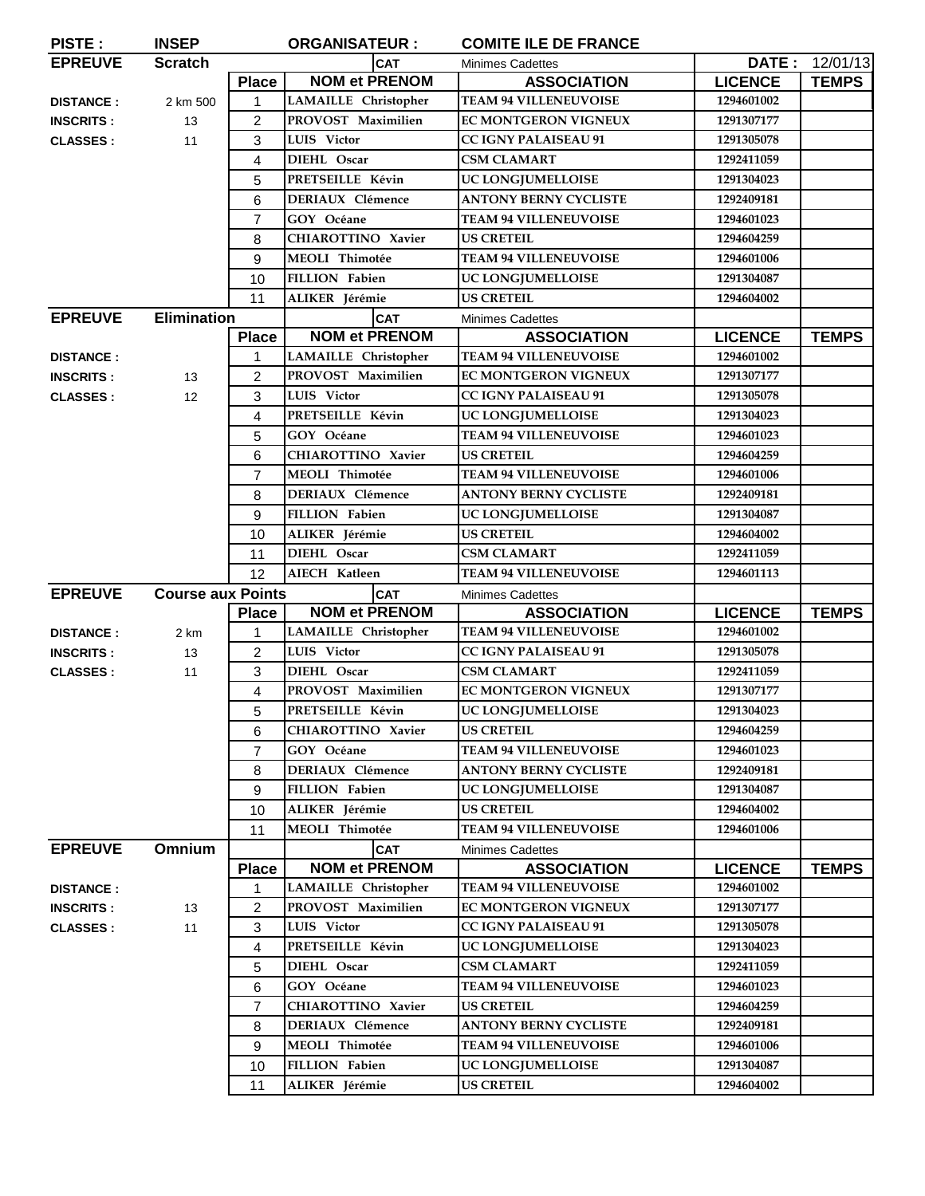**PISTE :** INSEP **ORGANISATEUR :** COMITE ILE DE FRANCE

| EPREUVE | Scratch | | CAT | Minimes Cadettes | DATE : | 12/01/13 |
|---|---|---|---|---|---|---|
| | | Place | NOM et PRENOM | ASSOCIATION | LICENCE | TEMPS |
| DISTANCE : | 2 km 500 | 1 | LAMAILLE Christopher | TEAM 94 VILLENEUVOISE | 1294601002 | |
| INSCRITS : | 13 | 2 | PROVOST Maximilien | EC MONTGERON VIGNEUX | 1291307177 | |
| CLASSES : | 11 | 3 | LUIS Victor | CC IGNY PALAISEAU 91 | 1291305078 | |
| | | 4 | DIEHL Oscar | CSM CLAMART | 1292411059 | |
| | | 5 | PRETSEILLE Kévin | UC LONGJUMELLOISE | 1291304023 | |
| | | 6 | DERIAUX Clémence | ANTONY BERNY CYCLISTE | 1292409181 | |
| | | 7 | GOY Océane | TEAM 94 VILLENEUVOISE | 1294601023 | |
| | | 8 | CHIAROTTINO Xavier | US CRETEIL | 1294604259 | |
| | | 9 | MEOLI Thimotée | TEAM 94 VILLENEUVOISE | 1294601006 | |
| | | 10 | FILLION Fabien | UC LONGJUMELLOISE | 1291304087 | |
| | | 11 | ALIKER Jérémie | US CRETEIL | 1294604002 | |

| EPREUVE | Elimination | | CAT | Minimes Cadettes | | |
|---|---|---|---|---|---|---|
| | | Place | NOM et PRENOM | ASSOCIATION | LICENCE | TEMPS |
| DISTANCE : | | 1 | LAMAILLE Christopher | TEAM 94 VILLENEUVOISE | 1294601002 | |
| INSCRITS : | 13 | 2 | PROVOST Maximilien | EC MONTGERON VIGNEUX | 1291307177 | |
| CLASSES : | 12 | 3 | LUIS Victor | CC IGNY PALAISEAU 91 | 1291305078 | |
| | | 4 | PRETSEILLE Kévin | UC LONGJUMELLOISE | 1291304023 | |
| | | 5 | GOY Océane | TEAM 94 VILLENEUVOISE | 1294601023 | |
| | | 6 | CHIAROTTINO Xavier | US CRETEIL | 1294604259 | |
| | | 7 | MEOLI Thimotée | TEAM 94 VILLENEUVOISE | 1294601006 | |
| | | 8 | DERIAUX Clémence | ANTONY BERNY CYCLISTE | 1292409181 | |
| | | 9 | FILLION Fabien | UC LONGJUMELLOISE | 1291304087 | |
| | | 10 | ALIKER Jérémie | US CRETEIL | 1294604002 | |
| | | 11 | DIEHL Oscar | CSM CLAMART | 1292411059 | |
| | | 12 | AIECH Katleen | TEAM 94 VILLENEUVOISE | 1294601113 | |

| EPREUVE | Course aux Points | | CAT | Minimes Cadettes | | |
|---|---|---|---|---|---|---|
| | | Place | NOM et PRENOM | ASSOCIATION | LICENCE | TEMPS |
| DISTANCE : | 2 km | 1 | LAMAILLE Christopher | TEAM 94 VILLENEUVOISE | 1294601002 | |
| INSCRITS : | 13 | 2 | LUIS Victor | CC IGNY PALAISEAU 91 | 1291305078 | |
| CLASSES : | 11 | 3 | DIEHL Oscar | CSM CLAMART | 1292411059 | |
| | | 4 | PROVOST Maximilien | EC MONTGERON VIGNEUX | 1291307177 | |
| | | 5 | PRETSEILLE Kévin | UC LONGJUMELLOISE | 1291304023 | |
| | | 6 | CHIAROTTINO Xavier | US CRETEIL | 1294604259 | |
| | | 7 | GOY Océane | TEAM 94 VILLENEUVOISE | 1294601023 | |
| | | 8 | DERIAUX Clémence | ANTONY BERNY CYCLISTE | 1292409181 | |
| | | 9 | FILLION Fabien | UC LONGJUMELLOISE | 1291304087 | |
| | | 10 | ALIKER Jérémie | US CRETEIL | 1294604002 | |
| | | 11 | MEOLI Thimotée | TEAM 94 VILLENEUVOISE | 1294601006 | |

| EPREUVE | Omnium | | CAT | Minimes Cadettes | | |
|---|---|---|---|---|---|---|
| | | Place | NOM et PRENOM | ASSOCIATION | LICENCE | TEMPS |
| DISTANCE : | | 1 | LAMAILLE Christopher | TEAM 94 VILLENEUVOISE | 1294601002 | |
| INSCRITS : | 13 | 2 | PROVOST Maximilien | EC MONTGERON VIGNEUX | 1291307177 | |
| CLASSES : | 11 | 3 | LUIS Victor | CC IGNY PALAISEAU 91 | 1291305078 | |
| | | 4 | PRETSEILLE Kévin | UC LONGJUMELLOISE | 1291304023 | |
| | | 5 | DIEHL Oscar | CSM CLAMART | 1292411059 | |
| | | 6 | GOY Océane | TEAM 94 VILLENEUVOISE | 1294601023 | |
| | | 7 | CHIAROTTINO Xavier | US CRETEIL | 1294604259 | |
| | | 8 | DERIAUX Clémence | ANTONY BERNY CYCLISTE | 1292409181 | |
| | | 9 | MEOLI Thimotée | TEAM 94 VILLENEUVOISE | 1294601006 | |
| | | 10 | FILLION Fabien | UC LONGJUMELLOISE | 1291304087 | |
| | | 11 | ALIKER Jérémie | US CRETEIL | 1294604002 | |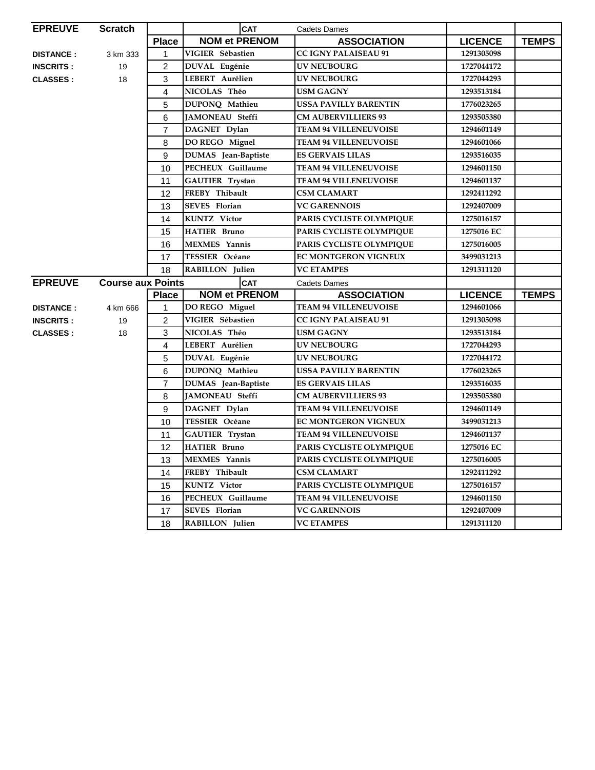| EPREUVE | Scratch | | | CAT | Cadets Dames | | |
|---|---|---|---|---|---|---|---|
| | | Place | NOM et PRENOM | | ASSOCIATION | LICENCE | TEMPS |
| DISTANCE : | 3 km 333 | 1 | VIGIER Sébastien | | CC IGNY PALAISEAU 91 | 1291305098 | |
| INSCRITS : | 19 | 2 | DUVAL Eugénie | | UV NEUBOURG | 1727044172 | |
| CLASSES : | 18 | 3 | LEBERT Aurélien | | UV NEUBOURG | 1727044293 | |
| | | 4 | NICOLAS Théo | | USM GAGNY | 1293513184 | |
| | | 5 | DUPONQ Mathieu | | USSA PAVILLY BARENTIN | 1776023265 | |
| | | 6 | JAMONEAU Steffi | | CM AUBERVILLIERS 93 | 1293505380 | |
| | | 7 | DAGNET Dylan | | TEAM 94 VILLENEUVOISE | 1294601149 | |
| | | 8 | DO REGO Miguel | | TEAM 94 VILLENEUVOISE | 1294601066 | |
| | | 9 | DUMAS Jean-Baptiste | | ES GERVAIS LILAS | 1293516035 | |
| | | 10 | PECHEUX Guillaume | | TEAM 94 VILLENEUVOISE | 1294601150 | |
| | | 11 | GAUTIER Trystan | | TEAM 94 VILLENEUVOISE | 1294601137 | |
| | | 12 | FREBY Thibault | | CSM CLAMART | 1292411292 | |
| | | 13 | SEVES Florian | | VC GARENNOIS | 1292407009 | |
| | | 14 | KUNTZ Victor | | PARIS CYCLISTE OLYMPIQUE | 1275016157 | |
| | | 15 | HATIER Bruno | | PARIS CYCLISTE OLYMPIQUE | 1275016 EC | |
| | | 16 | MEXMES Yannis | | PARIS CYCLISTE OLYMPIQUE | 1275016005 | |
| | | 17 | TESSIER Océane | | EC MONTGERON VIGNEUX | 3499031213 | |
| | | 18 | RABILLON Julien | | VC ETAMPES | 1291311120 | |

| EPREUVE | Course aux Points | | | CAT | Cadets Dames | | |
|---|---|---|---|---|---|---|---|
| | | Place | NOM et PRENOM | | ASSOCIATION | LICENCE | TEMPS |
| DISTANCE : | 4 km 666 | 1 | DO REGO Miguel | | TEAM 94 VILLENEUVOISE | 1294601066 | |
| INSCRITS : | 19 | 2 | VIGIER Sébastien | | CC IGNY PALAISEAU 91 | 1291305098 | |
| CLASSES : | 18 | 3 | NICOLAS Théo | | USM GAGNY | 1293513184 | |
| | | 4 | LEBERT Aurélien | | UV NEUBOURG | 1727044293 | |
| | | 5 | DUVAL Eugénie | | UV NEUBOURG | 1727044172 | |
| | | 6 | DUPONQ Mathieu | | USSA PAVILLY BARENTIN | 1776023265 | |
| | | 7 | DUMAS Jean-Baptiste | | ES GERVAIS LILAS | 1293516035 | |
| | | 8 | JAMONEAU Steffi | | CM AUBERVILLIERS 93 | 1293505380 | |
| | | 9 | DAGNET Dylan | | TEAM 94 VILLENEUVOISE | 1294601149 | |
| | | 10 | TESSIER Océane | | EC MONTGERON VIGNEUX | 3499031213 | |
| | | 11 | GAUTIER Trystan | | TEAM 94 VILLENEUVOISE | 1294601137 | |
| | | 12 | HATIER Bruno | | PARIS CYCLISTE OLYMPIQUE | 1275016 EC | |
| | | 13 | MEXMES Yannis | | PARIS CYCLISTE OLYMPIQUE | 1275016005 | |
| | | 14 | FREBY Thibault | | CSM CLAMART | 1292411292 | |
| | | 15 | KUNTZ Victor | | PARIS CYCLISTE OLYMPIQUE | 1275016157 | |
| | | 16 | PECHEUX Guillaume | | TEAM 94 VILLENEUVOISE | 1294601150 | |
| | | 17 | SEVES Florian | | VC GARENNOIS | 1292407009 | |
| | | 18 | RABILLON Julien | | VC ETAMPES | 1291311120 | |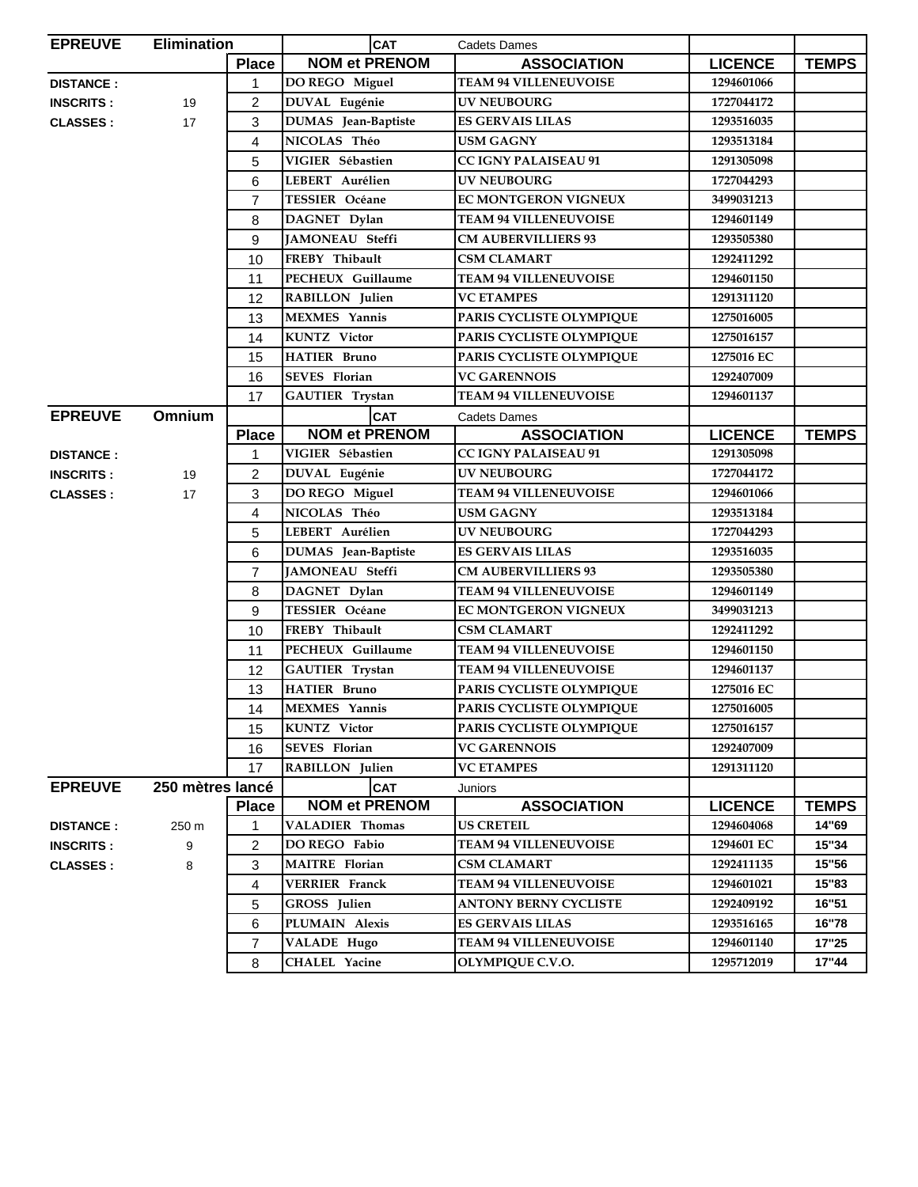| EPREUVE | Elimination | | | CAT | Cadets Dames | | |
|---|---|---|---|---|---|---|---|
| | | Place | NOM et PRENOM | | ASSOCIATION | LICENCE | TEMPS |
| DISTANCE : | | 1 | DO REGO Miguel | | TEAM 94 VILLENEUVOISE | 1294601066 | |
| INSCRITS : | 19 | 2 | DUVAL Eugénie | | UV NEUBOURG | 1727044172 | |
| CLASSES : | 17 | 3 | DUMAS Jean-Baptiste | | ES GERVAIS LILAS | 1293516035 | |
| | | 4 | NICOLAS Théo | | USM GAGNY | 1293513184 | |
| | | 5 | VIGIER Sébastien | | CC IGNY PALAISEAU 91 | 1291305098 | |
| | | 6 | LEBERT Aurélien | | UV NEUBOURG | 1727044293 | |
| | | 7 | TESSIER Océane | | EC MONTGERON VIGNEUX | 3499031213 | |
| | | 8 | DAGNET Dylan | | TEAM 94 VILLENEUVOISE | 1294601149 | |
| | | 9 | JAMONEAU Steffi | | CM AUBERVILLIERS 93 | 1293505380 | |
| | | 10 | FREBY Thibault | | CSM CLAMART | 1292411292 | |
| | | 11 | PECHEUX Guillaume | | TEAM 94 VILLENEUVOISE | 1294601150 | |
| | | 12 | RABILLON Julien | | VC ETAMPES | 1291311120 | |
| | | 13 | MEXMES Yannis | | PARIS CYCLISTE OLYMPIQUE | 1275016005 | |
| | | 14 | KUNTZ Victor | | PARIS CYCLISTE OLYMPIQUE | 1275016157 | |
| | | 15 | HATIER Bruno | | PARIS CYCLISTE OLYMPIQUE | 1275016 EC | |
| | | 16 | SEVES Florian | | VC GARENNOIS | 1292407009 | |
| | | 17 | GAUTIER Trystan | | TEAM 94 VILLENEUVOISE | 1294601137 | |

| EPREUVE | Omnium | | | CAT | Cadets Dames | | |
|---|---|---|---|---|---|---|---|
| | | Place | NOM et PRENOM | | ASSOCIATION | LICENCE | TEMPS |
| DISTANCE : | | 1 | VIGIER Sébastien | | CC IGNY PALAISEAU 91 | 1291305098 | |
| INSCRITS : | 19 | 2 | DUVAL Eugénie | | UV NEUBOURG | 1727044172 | |
| CLASSES : | 17 | 3 | DO REGO Miguel | | TEAM 94 VILLENEUVOISE | 1294601066 | |
| | | 4 | NICOLAS Théo | | USM GAGNY | 1293513184 | |
| | | 5 | LEBERT Aurélien | | UV NEUBOURG | 1727044293 | |
| | | 6 | DUMAS Jean-Baptiste | | ES GERVAIS LILAS | 1293516035 | |
| | | 7 | JAMONEAU Steffi | | CM AUBERVILLIERS 93 | 1293505380 | |
| | | 8 | DAGNET Dylan | | TEAM 94 VILLENEUVOISE | 1294601149 | |
| | | 9 | TESSIER Océane | | EC MONTGERON VIGNEUX | 3499031213 | |
| | | 10 | FREBY Thibault | | CSM CLAMART | 1292411292 | |
| | | 11 | PECHEUX Guillaume | | TEAM 94 VILLENEUVOISE | 1294601150 | |
| | | 12 | GAUTIER Trystan | | TEAM 94 VILLENEUVOISE | 1294601137 | |
| | | 13 | HATIER Bruno | | PARIS CYCLISTE OLYMPIQUE | 1275016 EC | |
| | | 14 | MEXMES Yannis | | PARIS CYCLISTE OLYMPIQUE | 1275016005 | |
| | | 15 | KUNTZ Victor | | PARIS CYCLISTE OLYMPIQUE | 1275016157 | |
| | | 16 | SEVES Florian | | VC GARENNOIS | 1292407009 | |
| | | 17 | RABILLON Julien | | VC ETAMPES | 1291311120 | |

| EPREUVE | 250 mètres lancé | | | CAT | Juniors | | |
|---|---|---|---|---|---|---|---|
| | | Place | NOM et PRENOM | | ASSOCIATION | LICENCE | TEMPS |
| DISTANCE : | 250 m | 1 | VALADIER Thomas | | US CRETEIL | 1294604068 | 14"69 |
| INSCRITS : | 9 | 2 | DO REGO Fabio | | TEAM 94 VILLENEUVOISE | 1294601 EC | 15"34 |
| CLASSES : | 8 | 3 | MAITRE Florian | | CSM CLAMART | 1292411135 | 15"56 |
| | | 4 | VERRIER Franck | | TEAM 94 VILLENEUVOISE | 1294601021 | 15"83 |
| | | 5 | GROSS Julien | | ANTONY BERNY CYCLISTE | 1292409192 | 16"51 |
| | | 6 | PLUMAIN Alexis | | ES GERVAIS LILAS | 1293516165 | 16"78 |
| | | 7 | VALADE Hugo | | TEAM 94 VILLENEUVOISE | 1294601140 | 17"25 |
| | | 8 | CHALEL Yacine | | OLYMPIQUE C.V.O. | 1295712019 | 17"44 |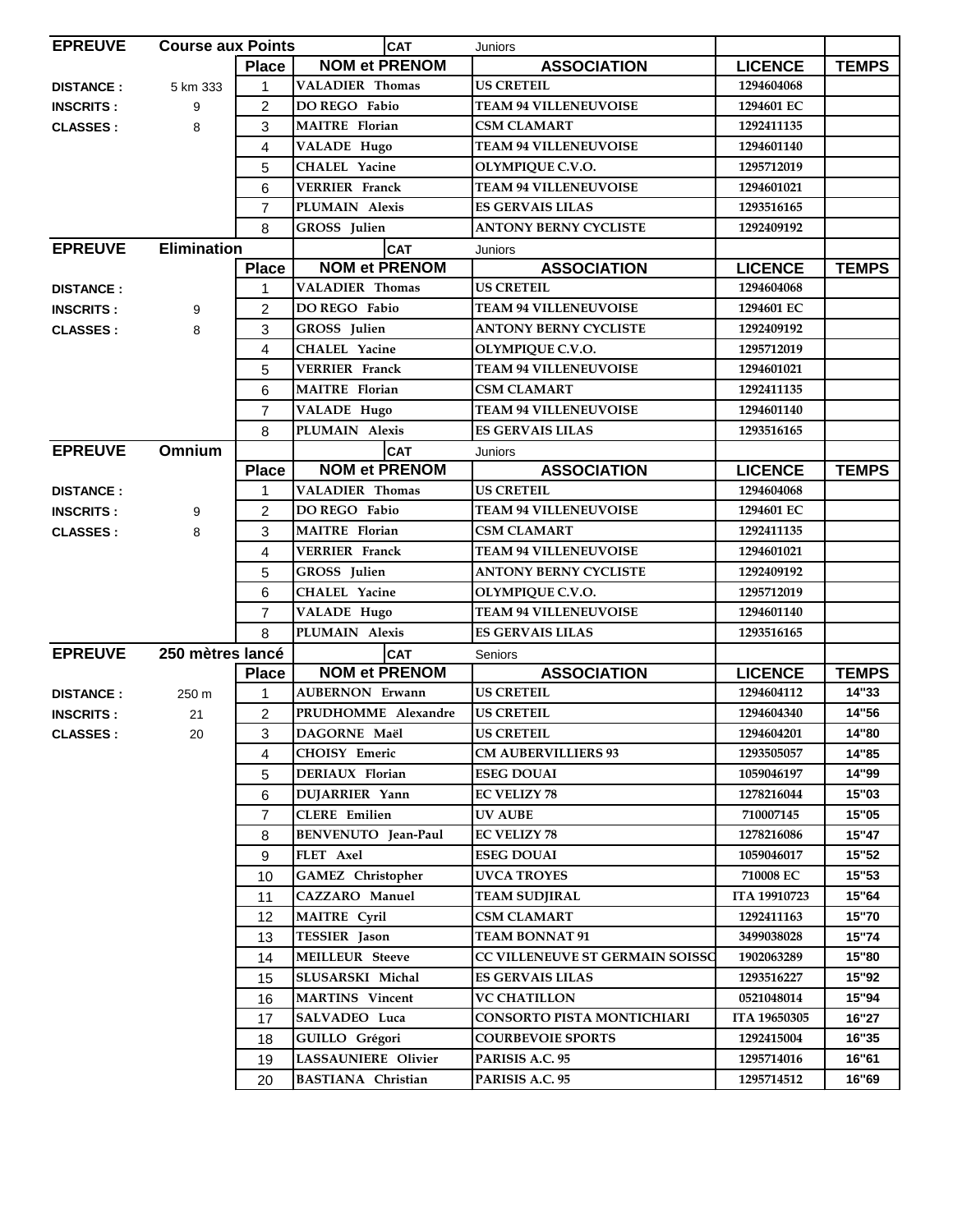| EPREUVE | Course aux Points | | CAT | Juniors | | |
|---|---|---|---|---|---|---|
| | | Place | NOM et PRENOM | ASSOCIATION | LICENCE | TEMPS |
| DISTANCE : | 5 km 333 | 1 | VALADIER Thomas | US CRETEIL | 1294604068 | |
| INSCRITS : | 9 | 2 | DO REGO Fabio | TEAM 94 VILLENEUVOISE | 1294601 EC | |
| CLASSES : | 8 | 3 | MAITRE Florian | CSM CLAMART | 1292411135 | |
| | | 4 | VALADE Hugo | TEAM 94 VILLENEUVOISE | 1294601140 | |
| | | 5 | CHALEL Yacine | OLYMPIQUE C.V.O. | 1295712019 | |
| | | 6 | VERRIER Franck | TEAM 94 VILLENEUVOISE | 1294601021 | |
| | | 7 | PLUMAIN Alexis | ES GERVAIS LILAS | 1293516165 | |
| | | 8 | GROSS Julien | ANTONY BERNY CYCLISTE | 1292409192 | |

| EPREUVE | Elimination | | CAT | Juniors | | |
|---|---|---|---|---|---|---|
| | | Place | NOM et PRENOM | ASSOCIATION | LICENCE | TEMPS |
| DISTANCE : | | 1 | VALADIER Thomas | US CRETEIL | 1294604068 | |
| INSCRITS : | 9 | 2 | DO REGO Fabio | TEAM 94 VILLENEUVOISE | 1294601 EC | |
| CLASSES : | 8 | 3 | GROSS Julien | ANTONY BERNY CYCLISTE | 1292409192 | |
| | | 4 | CHALEL Yacine | OLYMPIQUE C.V.O. | 1295712019 | |
| | | 5 | VERRIER Franck | TEAM 94 VILLENEUVOISE | 1294601021 | |
| | | 6 | MAITRE Florian | CSM CLAMART | 1292411135 | |
| | | 7 | VALADE Hugo | TEAM 94 VILLENEUVOISE | 1294601140 | |
| | | 8 | PLUMAIN Alexis | ES GERVAIS LILAS | 1293516165 | |

| EPREUVE | Omnium | | CAT | Juniors | | |
|---|---|---|---|---|---|---|
| | | Place | NOM et PRENOM | ASSOCIATION | LICENCE | TEMPS |
| DISTANCE : | | 1 | VALADIER Thomas | US CRETEIL | 1294604068 | |
| INSCRITS : | 9 | 2 | DO REGO Fabio | TEAM 94 VILLENEUVOISE | 1294601 EC | |
| CLASSES : | 8 | 3 | MAITRE Florian | CSM CLAMART | 1292411135 | |
| | | 4 | VERRIER Franck | TEAM 94 VILLENEUVOISE | 1294601021 | |
| | | 5 | GROSS Julien | ANTONY BERNY CYCLISTE | 1292409192 | |
| | | 6 | CHALEL Yacine | OLYMPIQUE C.V.O. | 1295712019 | |
| | | 7 | VALADE Hugo | TEAM 94 VILLENEUVOISE | 1294601140 | |
| | | 8 | PLUMAIN Alexis | ES GERVAIS LILAS | 1293516165 | |

| EPREUVE | 250 mètres lancé | | CAT | Seniors | | |
|---|---|---|---|---|---|---|
| | | Place | NOM et PRENOM | ASSOCIATION | LICENCE | TEMPS |
| DISTANCE : | 250 m | 1 | AUBERNON Erwann | US CRETEIL | 1294604112 | 14"33 |
| INSCRITS : | 21 | 2 | PRUDHOMME Alexandre | US CRETEIL | 1294604340 | 14"56 |
| CLASSES : | 20 | 3 | DAGORNE Maël | US CRETEIL | 1294604201 | 14"80 |
| | | 4 | CHOISY Emeric | CM AUBERVILLIERS 93 | 1293505057 | 14"85 |
| | | 5 | DERIAUX Florian | ESEG DOUAI | 1059046197 | 14"99 |
| | | 6 | DUJARRIER Yann | EC VELIZY 78 | 1278216044 | 15"03 |
| | | 7 | CLERE Emilien | UV AUBE | 710007145 | 15"05 |
| | | 8 | BENVENUTO Jean-Paul | EC VELIZY 78 | 1278216086 | 15"47 |
| | | 9 | FLET Axel | ESEG DOUAI | 1059046017 | 15"52 |
| | | 10 | GAMEZ Christopher | UVCA TROYES | 710008 EC | 15"53 |
| | | 11 | CAZZARO Manuel | TEAM SUDJIRAL | ITA 19910723 | 15"64 |
| | | 12 | MAITRE Cyril | CSM CLAMART | 1292411163 | 15"70 |
| | | 13 | TESSIER Jason | TEAM BONNAT 91 | 3499038028 | 15"74 |
| | | 14 | MEILLEUR Steeve | CC VILLENEUVE ST GERMAIN SOISSC | 1902063289 | 15"80 |
| | | 15 | SLUSARSKI Michal | ES GERVAIS LILAS | 1293516227 | 15"92 |
| | | 16 | MARTINS Vincent | VC CHATILLON | 0521048014 | 15"94 |
| | | 17 | SALVADEO Luca | CONSORTO PISTA MONTICHIARI | ITA 19650305 | 16"27 |
| | | 18 | GUILLO Grégori | COURBEVOIE SPORTS | 1292415004 | 16"35 |
| | | 19 | LASSAUNIERE Olivier | PARISIS A.C. 95 | 1295714016 | 16"61 |
| | | 20 | BASTIANA Christian | PARISIS A.C. 95 | 1295714512 | 16"69 |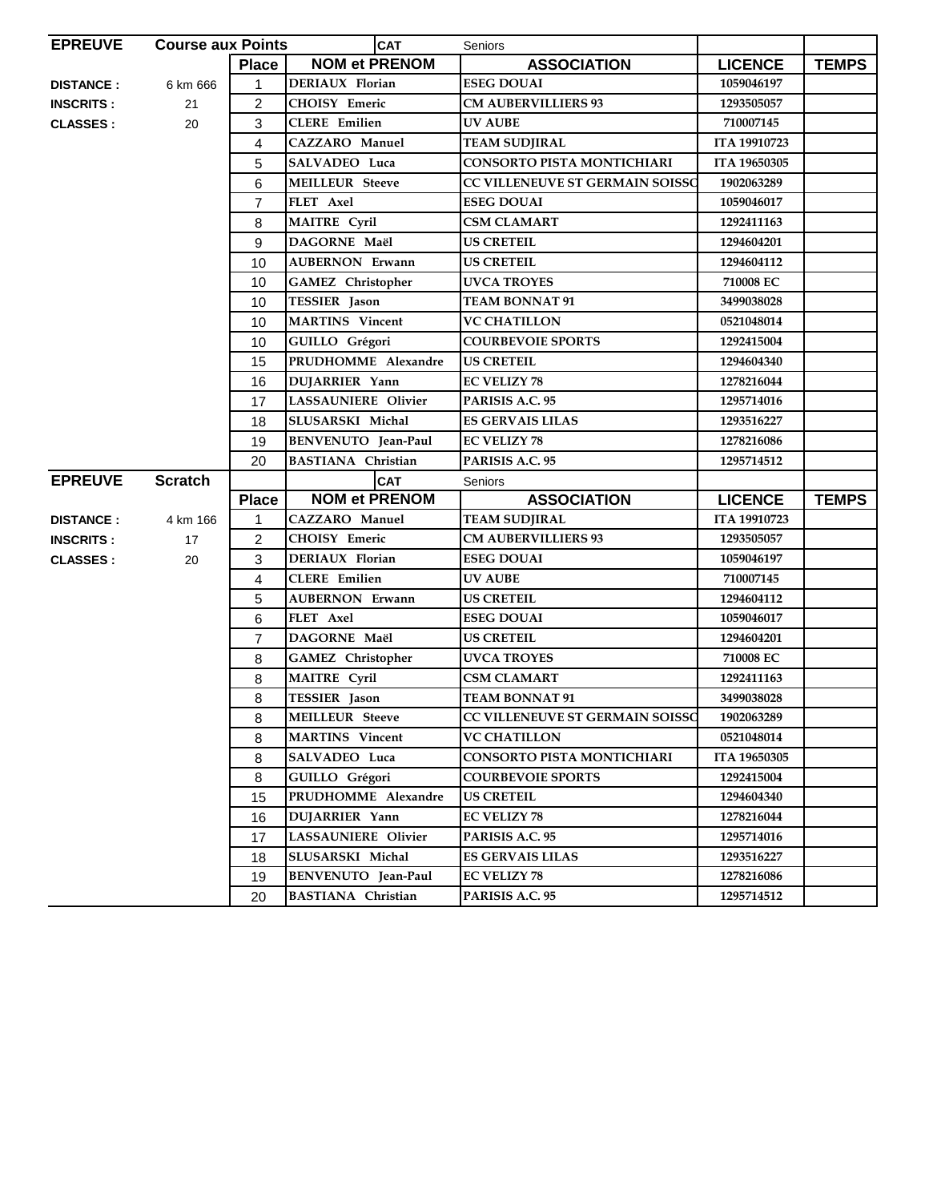| EPREUVE | Course aux Points | | CAT | Seniors | | |
|---|---|---|---|---|---|---|
| | | **Place** | **NOM et PRENOM** | **ASSOCIATION** | **LICENCE** | **TEMPS** |
| **DISTANCE :** | 6 km 666 | 1 | DERIAUX Florian | ESEG DOUAI | 1059046197 | |
| **INSCRITS :** | 21 | 2 | CHOISY Emeric | CM AUBERVILLIERS 93 | 1293505057 | |
| **CLASSES :** | 20 | 3 | CLERE Emilien | UV AUBE | 710007145 | |
| | | 4 | CAZZARO Manuel | TEAM SUDJIRAL | ITA 19910723 | |
| | | 5 | SALVADEO Luca | CONSORTO PISTA MONTICHIARI | ITA 19650305 | |
| | | 6 | MEILLEUR Steeve | CC VILLENEUVE ST GERMAIN SOISSO | 1902063289 | |
| | | 7 | FLET Axel | ESEG DOUAI | 1059046017 | |
| | | 8 | MAITRE Cyril | CSM CLAMART | 1292411163 | |
| | | 9 | DAGORNE Maël | US CRETEIL | 1294604201 | |
| | | 10 | AUBERNON Erwann | US CRETEIL | 1294604112 | |
| | | 10 | GAMEZ Christopher | UVCA TROYES | 710008 EC | |
| | | 10 | TESSIER Jason | TEAM BONNAT 91 | 3499038028 | |
| | | 10 | MARTINS Vincent | VC CHATILLON | 0521048014 | |
| | | 10 | GUILLO Grégori | COURBEVOIE SPORTS | 1292415004 | |
| | | 15 | PRUDHOMME Alexandre | US CRETEIL | 1294604340 | |
| | | 16 | DUJARRIER Yann | EC VELIZY 78 | 1278216044 | |
| | | 17 | LASSAUNIERE Olivier | PARISIS A.C. 95 | 1295714016 | |
| | | 18 | SLUSARSKI Michal | ES GERVAIS LILAS | 1293516227 | |
| | | 19 | BENVENUTO Jean-Paul | EC VELIZY 78 | 1278216086 | |
| | | 20 | BASTIANA Christian | PARISIS A.C. 95 | 1295714512 | |

| EPREUVE | Scratch | | CAT | Seniors | | |
|---|---|---|---|---|---|---|
| | | **Place** | **NOM et PRENOM** | **ASSOCIATION** | **LICENCE** | **TEMPS** |
| **DISTANCE :** | 4 km 166 | 1 | CAZZARO Manuel | TEAM SUDJIRAL | ITA 19910723 | |
| **INSCRITS :** | 17 | 2 | CHOISY Emeric | CM AUBERVILLIERS 93 | 1293505057 | |
| **CLASSES :** | 20 | 3 | DERIAUX Florian | ESEG DOUAI | 1059046197 | |
| | | 4 | CLERE Emilien | UV AUBE | 710007145 | |
| | | 5 | AUBERNON Erwann | US CRETEIL | 1294604112 | |
| | | 6 | FLET Axel | ESEG DOUAI | 1059046017 | |
| | | 7 | DAGORNE Maël | US CRETEIL | 1294604201 | |
| | | 8 | GAMEZ Christopher | UVCA TROYES | 710008 EC | |
| | | 8 | MAITRE Cyril | CSM CLAMART | 1292411163 | |
| | | 8 | TESSIER Jason | TEAM BONNAT 91 | 3499038028 | |
| | | 8 | MEILLEUR Steeve | CC VILLENEUVE ST GERMAIN SOISSO | 1902063289 | |
| | | 8 | MARTINS Vincent | VC CHATILLON | 0521048014 | |
| | | 8 | SALVADEO Luca | CONSORTO PISTA MONTICHIARI | ITA 19650305 | |
| | | 8 | GUILLO Grégori | COURBEVOIE SPORTS | 1292415004 | |
| | | 15 | PRUDHOMME Alexandre | US CRETEIL | 1294604340 | |
| | | 16 | DUJARRIER Yann | EC VELIZY 78 | 1278216044 | |
| | | 17 | LASSAUNIERE Olivier | PARISIS A.C. 95 | 1295714016 | |
| | | 18 | SLUSARSKI Michal | ES GERVAIS LILAS | 1293516227 | |
| | | 19 | BENVENUTO Jean-Paul | EC VELIZY 78 | 1278216086 | |
| | | 20 | BASTIANA Christian | PARISIS A.C. 95 | 1295714512 | |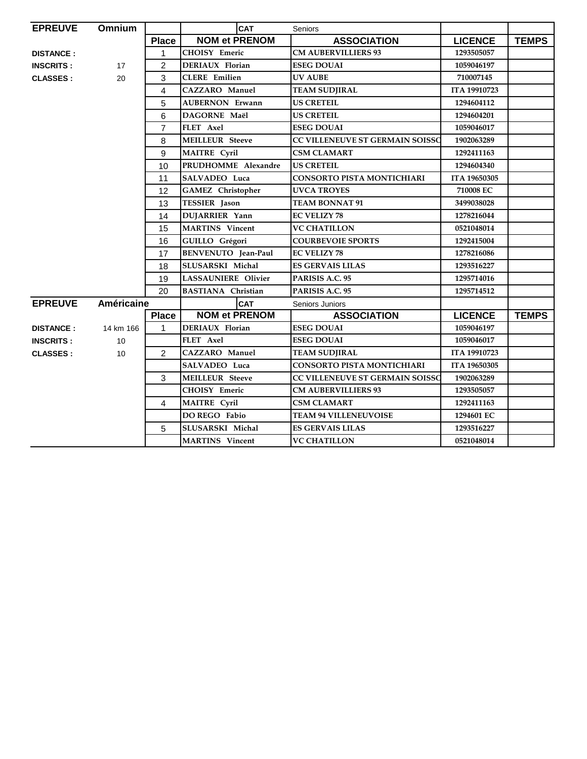| EPREUVE | Omnium | | | CAT | Seniors | | |
|---|---|---|---|---|---|---|---|
| | | Place | NOM et PRENOM | | ASSOCIATION | LICENCE | TEMPS |
| DISTANCE : | | 1 | CHOISY Emeric | | CM AUBERVILLIERS 93 | 1293505057 | |
| INSCRITS : | 17 | 2 | DERIAUX Florian | | ESEG DOUAI | 1059046197 | |
| CLASSES : | 20 | 3 | CLERE Emilien | | UV AUBE | 710007145 | |
| | | 4 | CAZZARO Manuel | | TEAM SUDJIRAL | ITA 19910723 | |
| | | 5 | AUBERNON Erwann | | US CRETEIL | 1294604112 | |
| | | 6 | DAGORNE Maël | | US CRETEIL | 1294604201 | |
| | | 7 | FLET Axel | | ESEG DOUAI | 1059046017 | |
| | | 8 | MEILLEUR Steeve | | CC VILLENEUVE ST GERMAIN SOISSO | 1902063289 | |
| | | 9 | MAITRE Cyril | | CSM CLAMART | 1292411163 | |
| | | 10 | PRUDHOMME Alexandre | | US CRETEIL | 1294604340 | |
| | | 11 | SALVADEO Luca | | CONSORTO PISTA MONTICHIARI | ITA 19650305 | |
| | | 12 | GAMEZ Christopher | | UVCA TROYES | 710008 EC | |
| | | 13 | TESSIER Jason | | TEAM BONNAT 91 | 3499038028 | |
| | | 14 | DUJARRIER Yann | | EC VELIZY 78 | 1278216044 | |
| | | 15 | MARTINS Vincent | | VC CHATILLON | 0521048014 | |
| | | 16 | GUILLO Grégori | | COURBEVOIE SPORTS | 1292415004 | |
| | | 17 | BENVENUTO Jean-Paul | | EC VELIZY 78 | 1278216086 | |
| | | 18 | SLUSARSKI Michal | | ES GERVAIS LILAS | 1293516227 | |
| | | 19 | LASSAUNIERE Olivier | | PARISIS A.C. 95 | 1295714016 | |
| | | 20 | BASTIANA Christian | | PARISIS A.C. 95 | 1295714512 | |

| EPREUVE | Américaine | | | CAT | Seniors Juniors | | |
|---|---|---|---|---|---|---|---|
| | | Place | NOM et PRENOM | | ASSOCIATION | LICENCE | TEMPS |
| DISTANCE : | 14 km 166 | 1 | DERIAUX Florian | | ESEG DOUAI | 1059046197 | |
| INSCRITS : | 10 | | FLET Axel | | ESEG DOUAI | 1059046017 | |
| CLASSES : | 10 | 2 | CAZZARO Manuel | | TEAM SUDJIRAL | ITA 19910723 | |
| | | | SALVADEO Luca | | CONSORTO PISTA MONTICHIARI | ITA 19650305 | |
| | | 3 | MEILLEUR Steeve | | CC VILLENEUVE ST GERMAIN SOISSO | 1902063289 | |
| | | | CHOISY Emeric | | CM AUBERVILLIERS 93 | 1293505057 | |
| | | 4 | MAITRE Cyril | | CSM CLAMART | 1292411163 | |
| | | | DO REGO Fabio | | TEAM 94 VILLENEUVOISE | 1294601 EC | |
| | | 5 | SLUSARSKI Michal | | ES GERVAIS LILAS | 1293516227 | |
| | | | MARTINS Vincent | | VC CHATILLON | 0521048014 | |